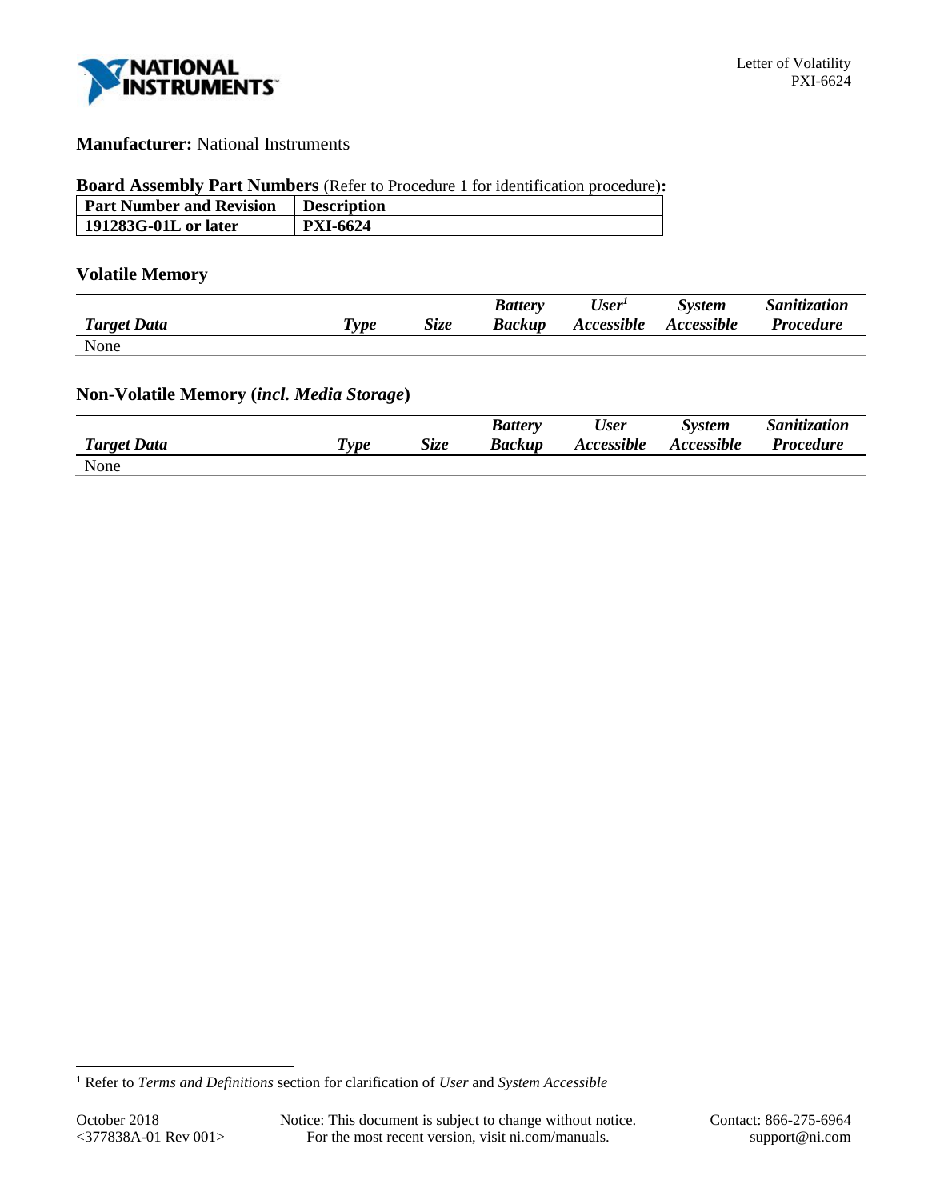**Manufacturer:** National Instruments

**Board Assembly Part Numbers** (Refer to Procedure 1 for identification procedure)**:**

| Part Number and Revision | Description |
|---|---|
| **191283G-01L or later** | **PXI-6624** |

## Volatile Memory

| *Target Data* | *Type* | *Size* | *Battery Backup* | *User[1] Accessible* | *System Accessible* | *Sanitization Procedure* |
|---|---|---|---|---|---|---|
| None | | | | | | |

## Non-Volatile Memory (*incl. Media Storage*)

| *Target Data* | *Type* | *Size* | *Battery Backup* | *User Accessible* | *System Accessible* | *Sanitization Procedure* |
|---|---|---|---|---|---|---|
| None | | | | | | |

[1] Refer to *Terms and Definitions* section for clarification of *User* and *System Accessible*

October 2018
<377838A-01 Rev 001>

Notice: This document is subject to change without notice.
For the most recent version, visit ni.com/manuals.

Contact: 866-275-6964
support@ni.com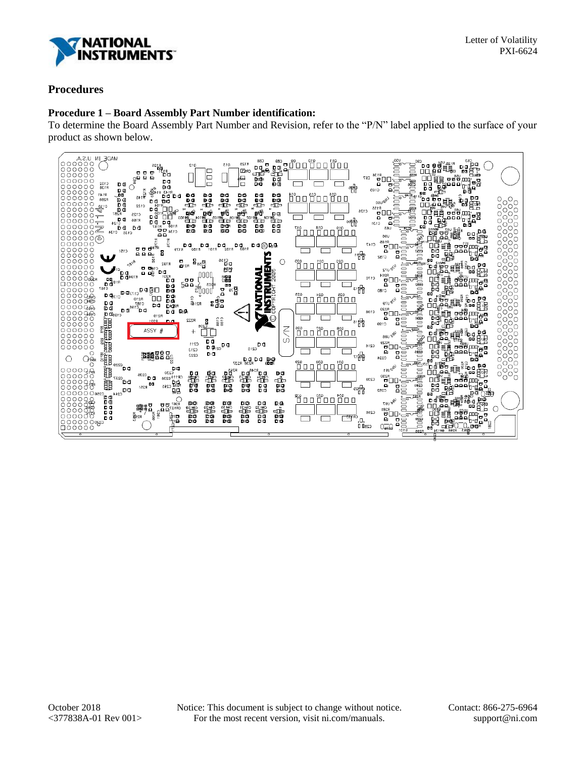## Procedures

### Procedure 1 – Board Assembly Part Number identification:

To determine the Board Assembly Part Number and Revision, refer to the "P/N" label applied to the surface of your product as shown below.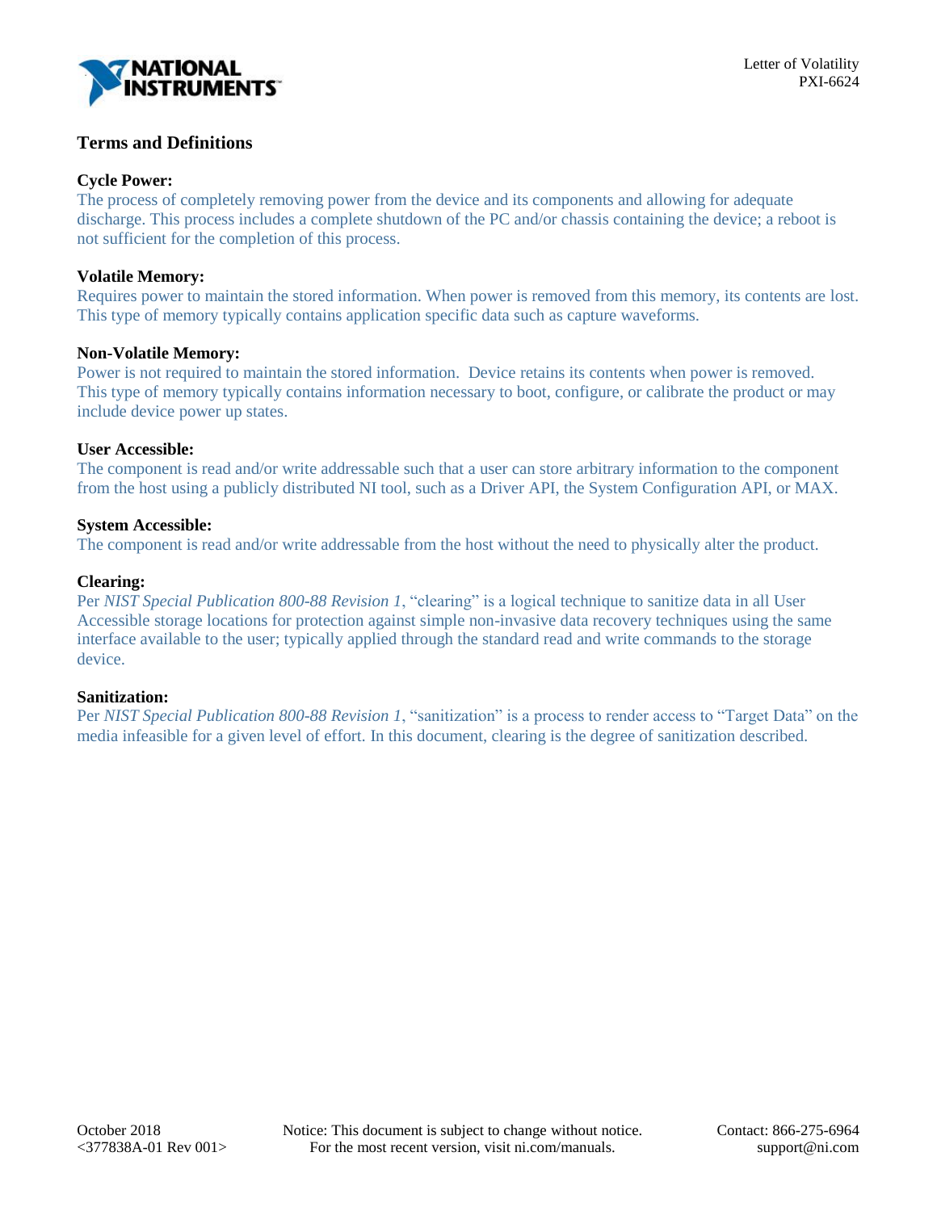## Terms and Definitions

**Cycle Power:**

The process of completely removing power from the device and its components and allowing for adequate discharge. This process includes a complete shutdown of the PC and/or chassis containing the device; a reboot is not sufficient for the completion of this process.

**Volatile Memory:**

Requires power to maintain the stored information. When power is removed from this memory, its contents are lost. This type of memory typically contains application specific data such as capture waveforms.

**Non-Volatile Memory:**

Power is not required to maintain the stored information. Device retains its contents when power is removed. This type of memory typically contains information necessary to boot, configure, or calibrate the product or may include device power up states.

**User Accessible:**

The component is read and/or write addressable such that a user can store arbitrary information to the component from the host using a publicly distributed NI tool, such as a Driver API, the System Configuration API, or MAX.

**System Accessible:**

The component is read and/or write addressable from the host without the need to physically alter the product.

**Clearing:**

Per *NIST Special Publication 800-88 Revision 1*, "clearing" is a logical technique to sanitize data in all User Accessible storage locations for protection against simple non-invasive data recovery techniques using the same interface available to the user; typically applied through the standard read and write commands to the storage device.

**Sanitization:**

Per *NIST Special Publication 800-88 Revision 1*, "sanitization" is a process to render access to "Target Data" on the media infeasible for a given level of effort. In this document, clearing is the degree of sanitization described.